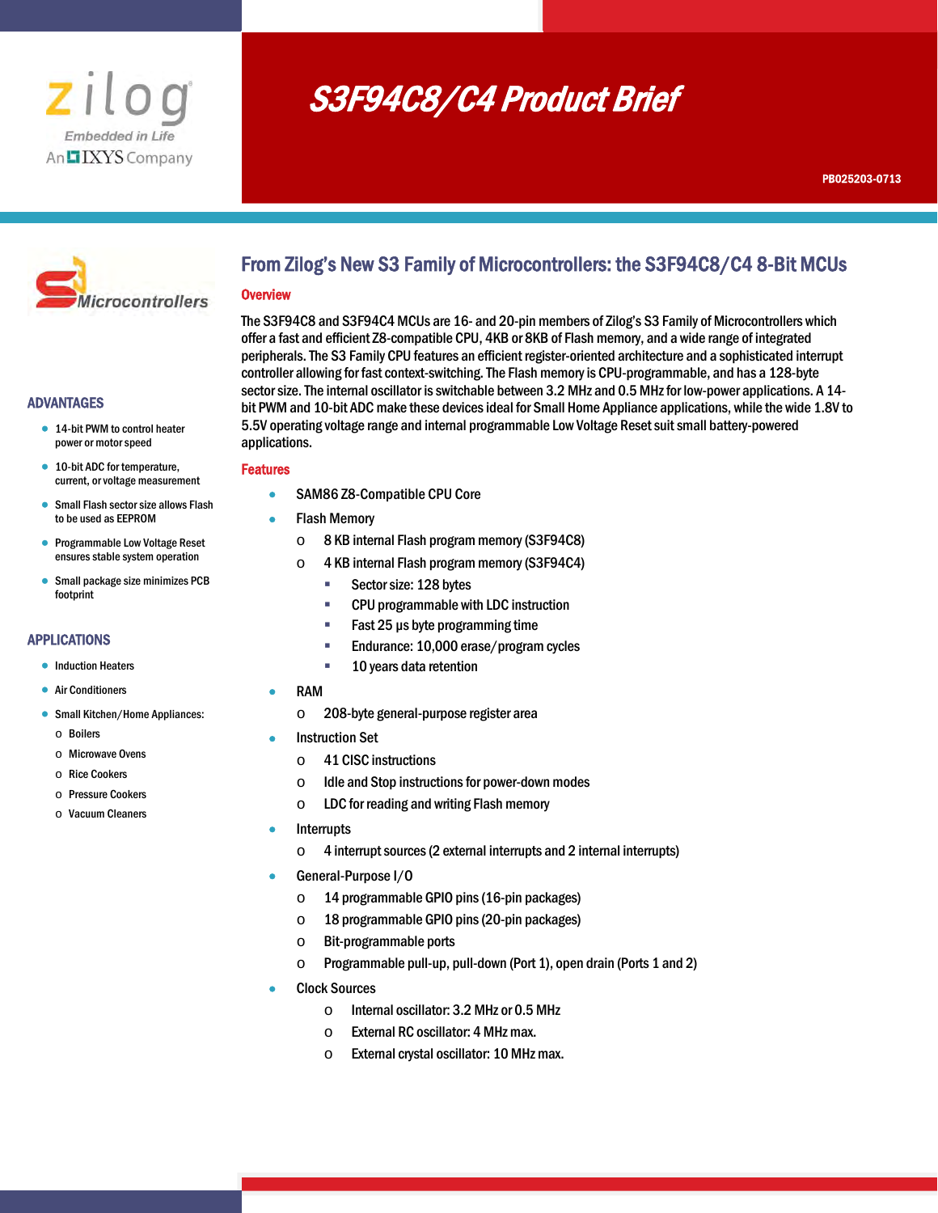zilog
Embedded in Life
An IXYS Company

# S3F94C8/C4 Product Brief

PB025203-0713

S3 Microcontrollers

## ADVANTAGES

- 14-bit PWM to control heater power or motor speed
- 10-bit ADC for temperature, current, or voltage measurement
- Small Flash sector size allows Flash to be used as EEPROM
- Programmable Low Voltage Reset ensures stable system operation
- Small package size minimizes PCB footprint

## APPLICATIONS

- Induction Heaters
- Air Conditioners
- Small Kitchen/Home Appliances:
  - Boilers
  - Microwave Ovens
  - Rice Cookers
  - Pressure Cookers
  - Vacuum Cleaners

## From Zilog's New S3 Family of Microcontrollers: the S3F94C8/C4 8-Bit MCUs

### Overview

The S3F94C8 and S3F94C4 MCUs are 16- and 20-pin members of Zilog's S3 Family of Microcontrollers which offer a fast and efficient Z8-compatible CPU, 4KB or 8KB of Flash memory, and a wide range of integrated peripherals. The S3 Family CPU features an efficient register-oriented architecture and a sophisticated interrupt controller allowing for fast context-switching. The Flash memory is CPU-programmable, and has a 128-byte sector size. The internal oscillator is switchable between 3.2 MHz and 0.5 MHz for low-power applications. A 14-bit PWM and 10-bit ADC make these devices ideal for Small Home Appliance applications, while the wide 1.8V to 5.5V operating voltage range and internal programmable Low Voltage Reset suit small battery-powered applications.

### Features

- SAM86 Z8-Compatible CPU Core
- Flash Memory
  - 8 KB internal Flash program memory (S3F94C8)
  - 4 KB internal Flash program memory (S3F94C4)
    - Sector size: 128 bytes
    - CPU programmable with LDC instruction
    - Fast 25 µs byte programming time
    - Endurance: 10,000 erase/program cycles
    - 10 years data retention
- RAM
  - 208-byte general-purpose register area
- Instruction Set
  - 41 CISC instructions
  - Idle and Stop instructions for power-down modes
  - LDC for reading and writing Flash memory
- Interrupts
  - 4 interrupt sources (2 external interrupts and 2 internal interrupts)
- General-Purpose I/O
  - 14 programmable GPIO pins (16-pin packages)
  - 18 programmable GPIO pins (20-pin packages)
  - Bit-programmable ports
  - Programmable pull-up, pull-down (Port 1), open drain (Ports 1 and 2)
- Clock Sources
  - Internal oscillator: 3.2 MHz or 0.5 MHz
  - External RC oscillator: 4 MHz max.
  - External crystal oscillator: 10 MHz max.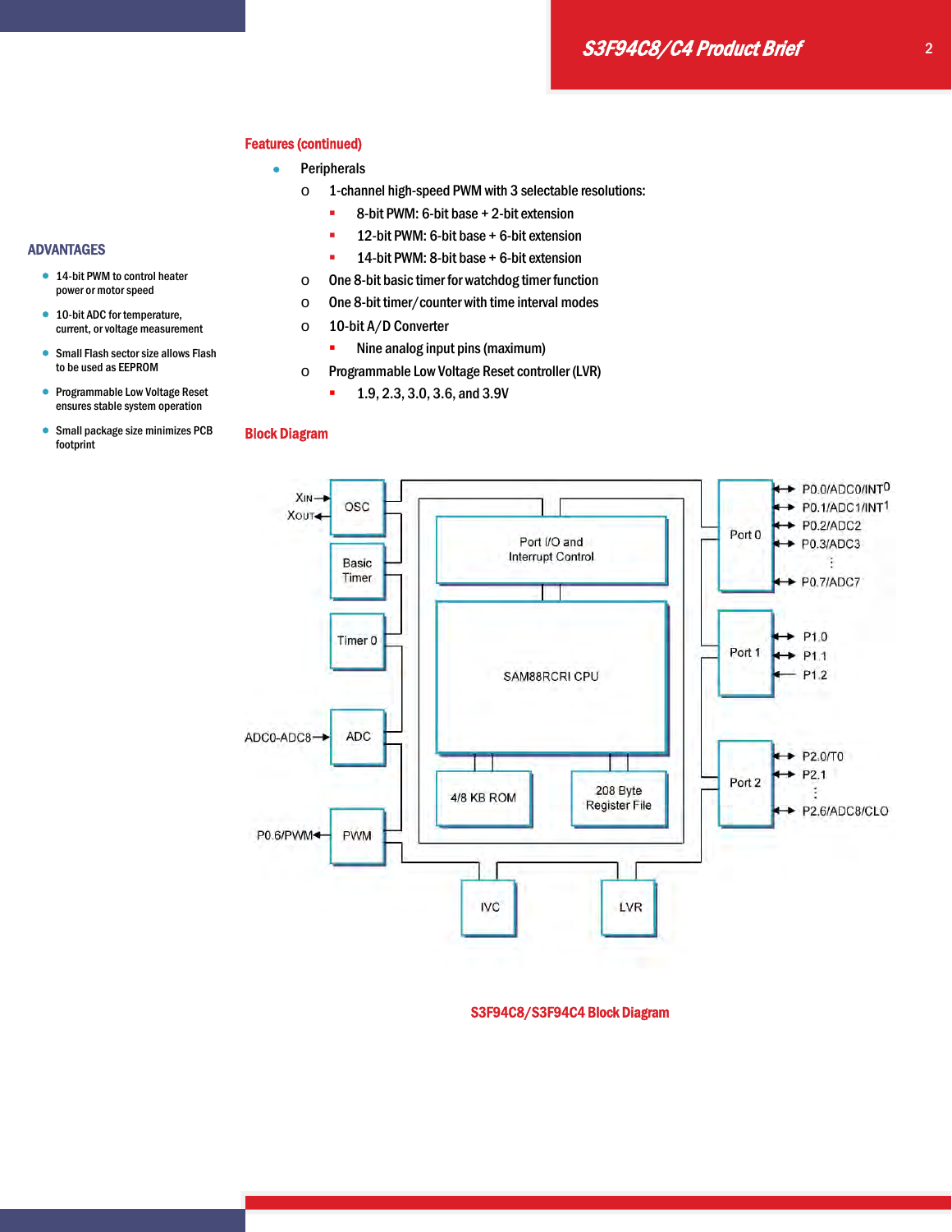## ADVANTAGES

- 14-bit PWM to control heater power or motor speed
- 10-bit ADC for temperature, current, or voltage measurement
- Small Flash sector size allows Flash to be used as EEPROM
- Programmable Low Voltage Reset ensures stable system operation
- Small package size minimizes PCB footprint

## Features (continued)

- Peripherals
  - 1-channel high-speed PWM with 3 selectable resolutions:
    - 8-bit PWM: 6-bit base + 2-bit extension
    - 12-bit PWM: 6-bit base + 6-bit extension
    - 14-bit PWM: 8-bit base + 6-bit extension
  - One 8-bit basic timer for watchdog timer function
  - One 8-bit timer/counter with time interval modes
  - 10-bit A/D Converter
    - Nine analog input pins (maximum)
  - Programmable Low Voltage Reset controller (LVR)
    - 1.9, 2.3, 3.0, 3.6, and 3.9V

## Block Diagram

S3F94C8/S3F94C4 Block Diagram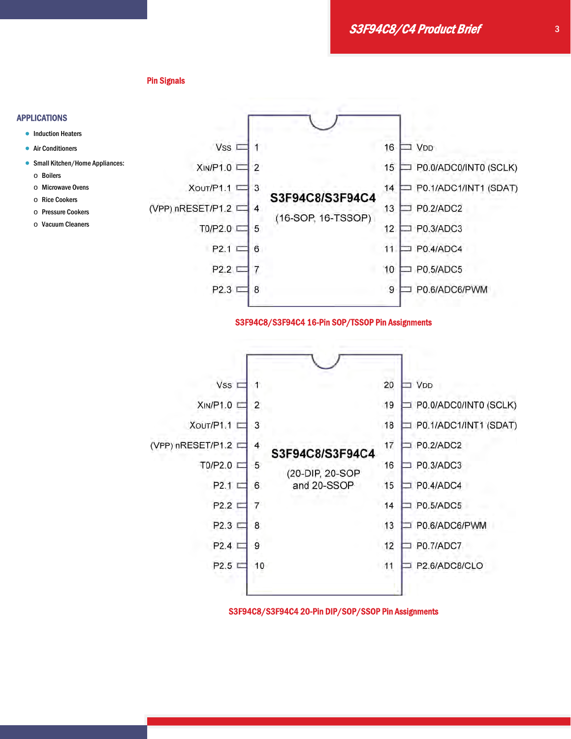## APPLICATIONS

- Induction Heaters
- Air Conditioners
- Small Kitchen/Home Appliances:
  - Boilers
  - Microwave Ovens
  - Rice Cookers
  - Pressure Cookers
  - Vacuum Cleaners

## Pin Signals

**S3F94C8/S3F94C4 (16-SOP, 16-TSSOP)**

| Signal | Pin | Pin | Signal |
|---|---|---|---|
| VSS | 1 | 16 | VDD |
| XIN/P1.0 | 2 | 15 | P0.0/ADC0/INT0 (SCLK) |
| XOUT/P1.1 | 3 | 14 | P0.1/ADC1/INT1 (SDAT) |
| (VPP) nRESET/P1.2 | 4 | 13 | P0.2/ADC2 |
| T0/P2.0 | 5 | 12 | P0.3/ADC3 |
| P2.1 | 6 | 11 | P0.4/ADC4 |
| P2.2 | 7 | 10 | P0.5/ADC5 |
| P2.3 | 8 | 9 | P0.6/ADC6/PWM |

S3F94C8/S3F94C4 16-Pin SOP/TSSOP Pin Assignments

**S3F94C8/S3F94C4 (20-DIP, 20-SOP and 20-SSOP)**

| Signal | Pin | Pin | Signal |
|---|---|---|---|
| VSS | 1 | 20 | VDD |
| XIN/P1.0 | 2 | 19 | P0.0/ADC0/INT0 (SCLK) |
| XOUT/P1.1 | 3 | 18 | P0.1/ADC1/INT1 (SDAT) |
| (VPP) nRESET/P1.2 | 4 | 17 | P0.2/ADC2 |
| T0/P2.0 | 5 | 16 | P0.3/ADC3 |
| P2.1 | 6 | 15 | P0.4/ADC4 |
| P2.2 | 7 | 14 | P0.5/ADC5 |
| P2.3 | 8 | 13 | P0.6/ADC6/PWM |
| P2.4 | 9 | 12 | P0.7/ADC7 |
| P2.5 | 10 | 11 | P2.6/ADC8/CLO |

S3F94C8/S3F94C4 20-Pin DIP/SOP/SSOP Pin Assignments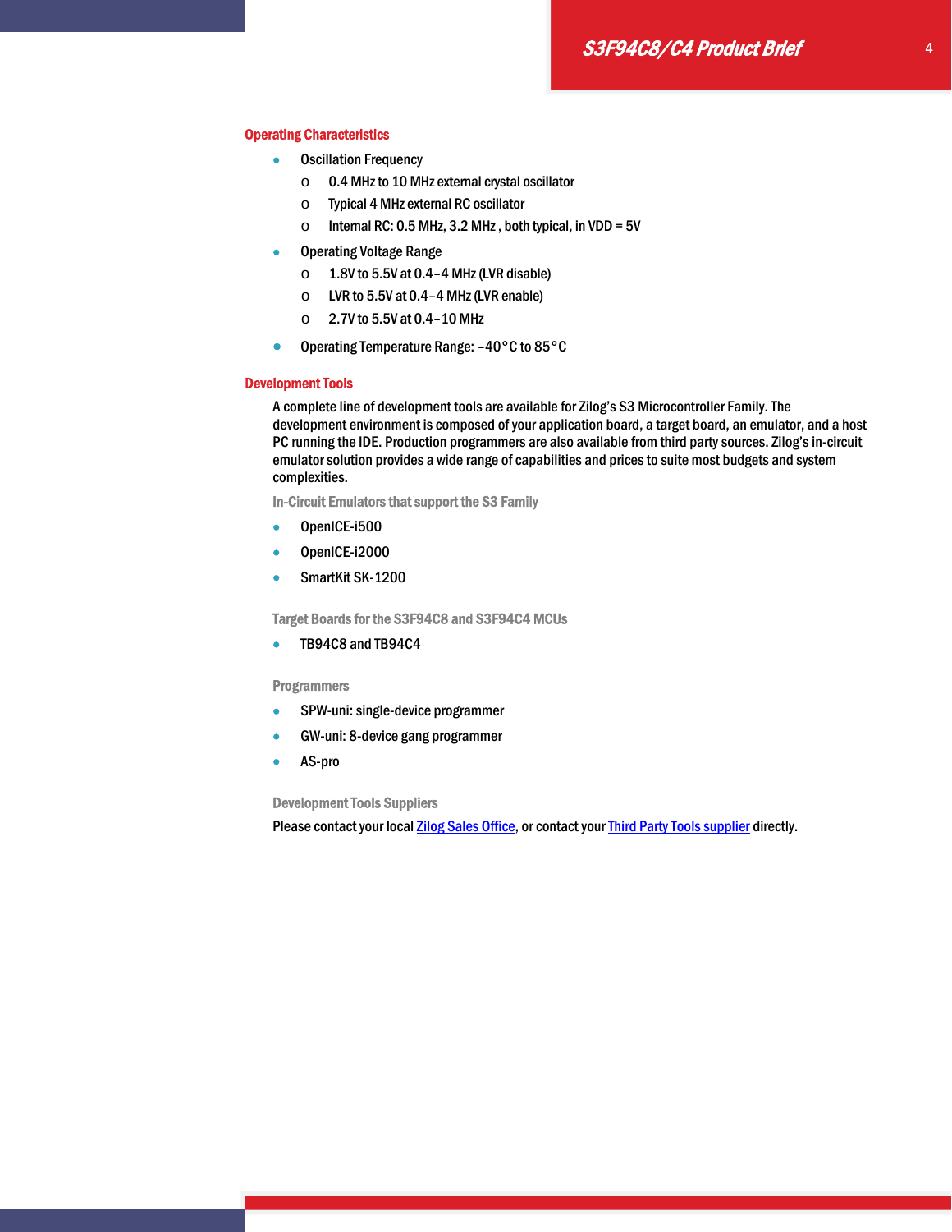## Operating Characteristics

- Oscillation Frequency
  - 0.4 MHz to 10 MHz external crystal oscillator
  - Typical 4 MHz external RC oscillator
  - Internal RC: 0.5 MHz, 3.2 MHz , both typical, in VDD = 5V
- Operating Voltage Range
  - 1.8V to 5.5V at 0.4–4 MHz (LVR disable)
  - LVR to 5.5V at 0.4–4 MHz (LVR enable)
  - 2.7V to 5.5V at 0.4–10 MHz
- Operating Temperature Range: –40°C to 85°C

## Development Tools

A complete line of development tools are available for Zilog's S3 Microcontroller Family. The development environment is composed of your application board, a target board, an emulator, and a host PC running the IDE. Production programmers are also available from third party sources. Zilog's in-circuit emulator solution provides a wide range of capabilities and prices to suite most budgets and system complexities.

### In-Circuit Emulators that support the S3 Family

- OpenICE-i500
- OpenICE-i2000
- SmartKit SK-1200

### Target Boards for the S3F94C8 and S3F94C4 MCUs

- TB94C8 and TB94C4

### Programmers

- SPW-uni: single-device programmer
- GW-uni: 8-device gang programmer
- AS-pro

### Development Tools Suppliers

Please contact your local Zilog Sales Office, or contact your Third Party Tools supplier directly.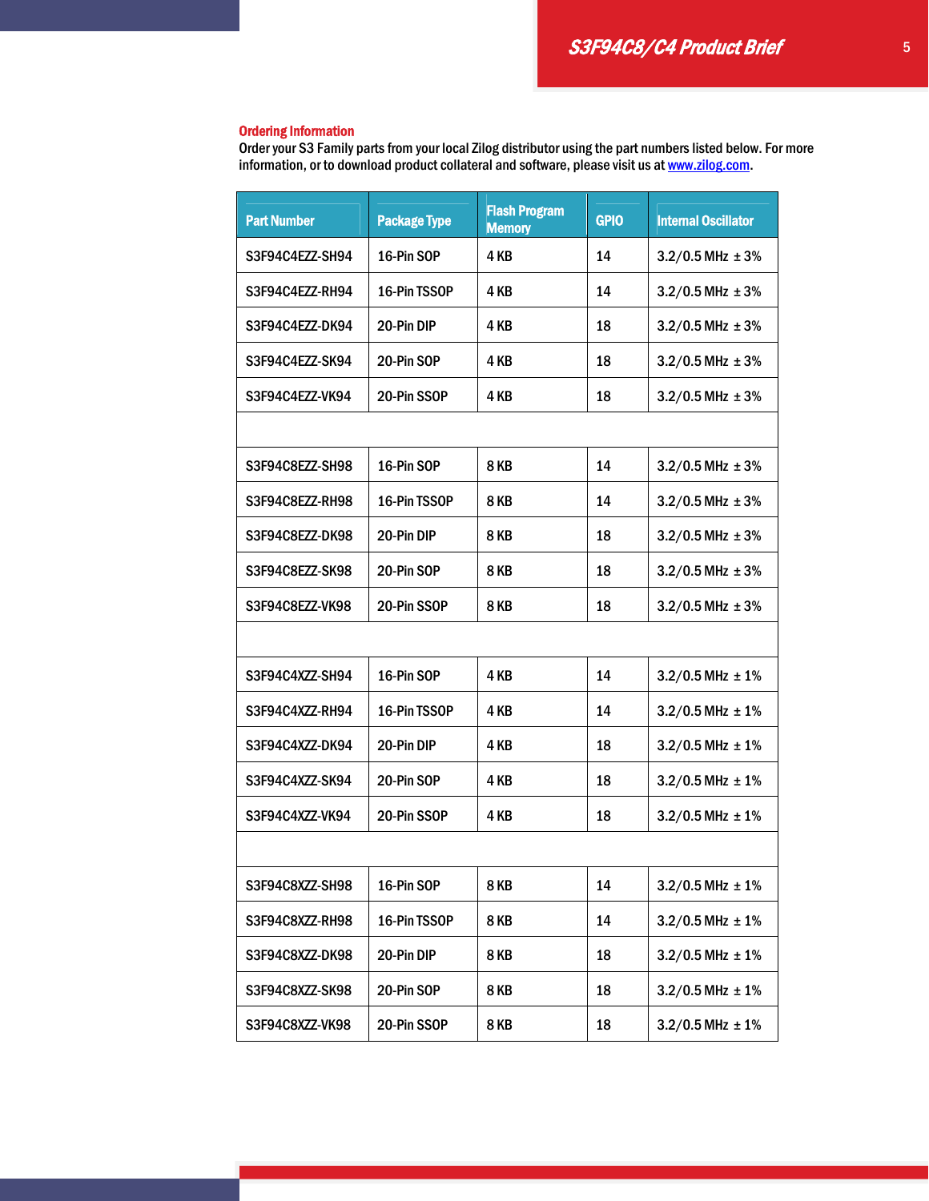## Ordering Information

Order your S3 Family parts from your local Zilog distributor using the part numbers listed below. For more information, or to download product collateral and software, please visit us at www.zilog.com.

| Part Number | Package Type | Flash Program Memory | GPIO | Internal Oscillator |
|---|---|---|---|---|
| S3F94C4EZZ-SH94 | 16-Pin SOP | 4 KB | 14 | 3.2/0.5 MHz ± 3% |
| S3F94C4EZZ-RH94 | 16-Pin TSSOP | 4 KB | 14 | 3.2/0.5 MHz ± 3% |
| S3F94C4EZZ-DK94 | 20-Pin DIP | 4 KB | 18 | 3.2/0.5 MHz ± 3% |
| S3F94C4EZZ-SK94 | 20-Pin SOP | 4 KB | 18 | 3.2/0.5 MHz ± 3% |
| S3F94C4EZZ-VK94 | 20-Pin SSOP | 4 KB | 18 | 3.2/0.5 MHz ± 3% |
| | | | | |
| S3F94C8EZZ-SH98 | 16-Pin SOP | 8 KB | 14 | 3.2/0.5 MHz ± 3% |
| S3F94C8EZZ-RH98 | 16-Pin TSSOP | 8 KB | 14 | 3.2/0.5 MHz ± 3% |
| S3F94C8EZZ-DK98 | 20-Pin DIP | 8 KB | 18 | 3.2/0.5 MHz ± 3% |
| S3F94C8EZZ-SK98 | 20-Pin SOP | 8 KB | 18 | 3.2/0.5 MHz ± 3% |
| S3F94C8EZZ-VK98 | 20-Pin SSOP | 8 KB | 18 | 3.2/0.5 MHz ± 3% |
| | | | | |
| S3F94C4XZZ-SH94 | 16-Pin SOP | 4 KB | 14 | 3.2/0.5 MHz ± 1% |
| S3F94C4XZZ-RH94 | 16-Pin TSSOP | 4 KB | 14 | 3.2/0.5 MHz ± 1% |
| S3F94C4XZZ-DK94 | 20-Pin DIP | 4 KB | 18 | 3.2/0.5 MHz ± 1% |
| S3F94C4XZZ-SK94 | 20-Pin SOP | 4 KB | 18 | 3.2/0.5 MHz ± 1% |
| S3F94C4XZZ-VK94 | 20-Pin SSOP | 4 KB | 18 | 3.2/0.5 MHz ± 1% |
| | | | | |
| S3F94C8XZZ-SH98 | 16-Pin SOP | 8 KB | 14 | 3.2/0.5 MHz ± 1% |
| S3F94C8XZZ-RH98 | 16-Pin TSSOP | 8 KB | 14 | 3.2/0.5 MHz ± 1% |
| S3F94C8XZZ-DK98 | 20-Pin DIP | 8 KB | 18 | 3.2/0.5 MHz ± 1% |
| S3F94C8XZZ-SK98 | 20-Pin SOP | 8 KB | 18 | 3.2/0.5 MHz ± 1% |
| S3F94C8XZZ-VK98 | 20-Pin SSOP | 8 KB | 18 | 3.2/0.5 MHz ± 1% |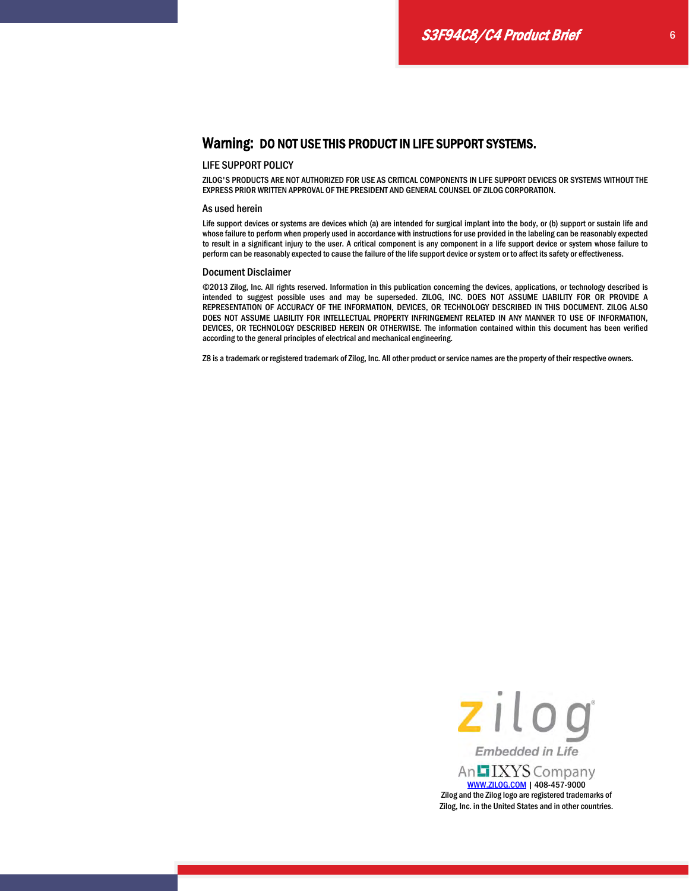**Warning:** **DO NOT USE THIS PRODUCT IN LIFE SUPPORT SYSTEMS.**

LIFE SUPPORT POLICY

ZILOG'S PRODUCTS ARE NOT AUTHORIZED FOR USE AS CRITICAL COMPONENTS IN LIFE SUPPORT DEVICES OR SYSTEMS WITHOUT THE EXPRESS PRIOR WRITTEN APPROVAL OF THE PRESIDENT AND GENERAL COUNSEL OF ZILOG CORPORATION.

As used herein

Life support devices or systems are devices which (a) are intended for surgical implant into the body, or (b) support or sustain life and whose failure to perform when properly used in accordance with instructions for use provided in the labeling can be reasonably expected to result in a significant injury to the user. A critical component is any component in a life support device or system whose failure to perform can be reasonably expected to cause the failure of the life support device or system or to affect its safety or effectiveness.

Document Disclaimer

©2013 Zilog, Inc. All rights reserved. Information in this publication concerning the devices, applications, or technology described is intended to suggest possible uses and may be superseded. ZILOG, INC. DOES NOT ASSUME LIABILITY FOR OR PROVIDE A REPRESENTATION OF ACCURACY OF THE INFORMATION, DEVICES, OR TECHNOLOGY DESCRIBED IN THIS DOCUMENT. ZILOG ALSO DOES NOT ASSUME LIABILITY FOR INTELLECTUAL PROPERTY INFRINGEMENT RELATED IN ANY MANNER TO USE OF INFORMATION, DEVICES, OR TECHNOLOGY DESCRIBED HEREIN OR OTHERWISE. The information contained within this document has been verified according to the general principles of electrical and mechanical engineering.

Z8 is a trademark or registered trademark of Zilog, Inc. All other product or service names are the property of their respective owners.

zilog

Embedded in Life

An IXYS Company

WWW.ZILOG.COM | 408-457-9000

Zilog and the Zilog logo are registered trademarks of Zilog, Inc. in the United States and in other countries.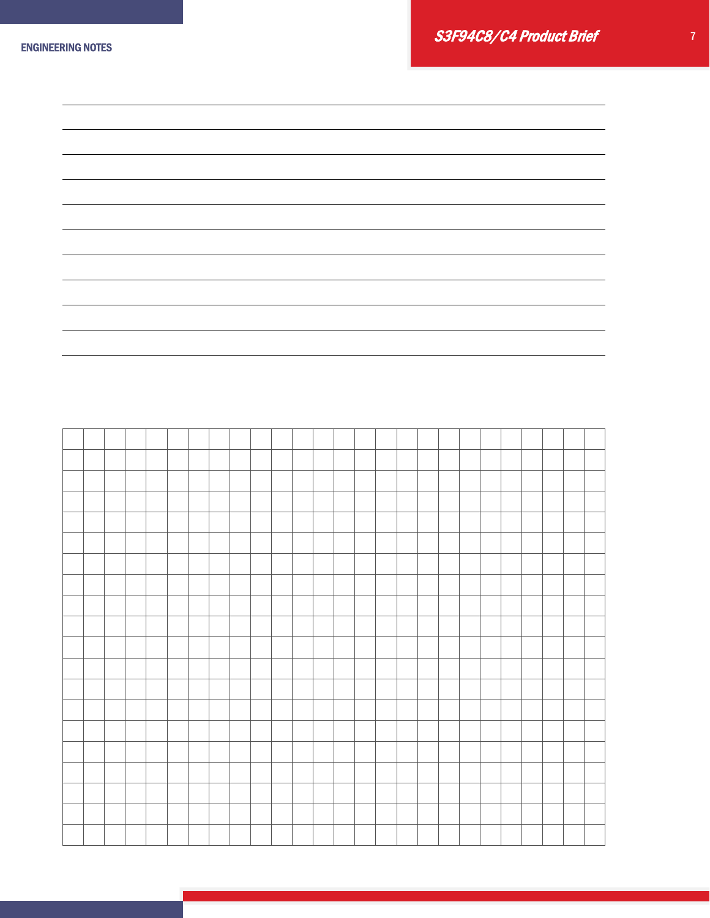ENGINEERING NOTES